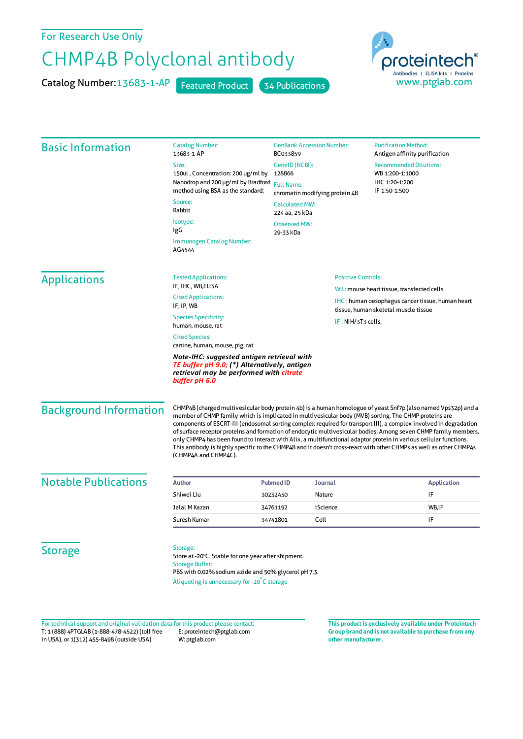For Research Use Only

# CHMP4B Polyclonal antibody

Catalog Number: 13683-1-AP    Featured Product    34 Publications

proteintech® Antibodies | ELISA kits | Proteins
www.ptglab.com

## Basic Information

**Catalog Number:**
13683-1-AP

**Size:**
150ul , Concentration: 200 μg/ml by Nanodrop and 200 μg/ml by Bradford method using BSA as the standard;

**Source:**
Rabbit

**Isotype:**
IgG

**Immunogen Catalog Number:**
AG4544

**GenBank Accession Number:**
BC033859

**GeneID (NCBI):**
128866

**Full Name:**
chromatin modifying protein 4B

**Calculated MW:**
224 aa, 25 kDa

**Observed MW:**
29-33 kDa

**Purification Method:**
Antigen affinity purification

**Recommended Dilutions:**
WB 1:200-1:1000
IHC 1:20-1:200
IF 1:50-1:500

## Applications

**Tested Applications:**
IF, IHC, WB,ELISA

**Cited Applications:**
IF, IP, WB

**Species Specificity:**
human, mouse, rat

**Cited Species:**
canine, human, mouse, pig, rat

***Note-IHC: suggested antigen retrieval with TE buffer pH 9.0; (\*) Alternatively, antigen retrieval may be performed with citrate buffer pH 6.0***

**Positive Controls:**

WB : mouse heart tissue, transfected cells

IHC : human oesophagus cancer tissue, human heart tissue, human skeletal muscle tissue

IF : NIH/3T3 cells,

## Background Information

CHMP4B (charged multivesicular body protein 4b) is a human homologue of yeast Snf7p (also named Vps32p) and a member of CHMP family which is implicated in multivesicular body (MVB) sorting. The CHMP proteins are components of ESCRT-III (endosomal sorting complex required for transport III), a complex involved in degradation of surface receptor proteins and formation of endocytic multivesicular bodies. Among seven CHMP family members, only CHMP4 has been found to interact with Alix, a multifunctional adaptor protein in various cellular functions. This antibody is highly specific to the CHMP4B and it doesn't cross-react with other CHMPs as well as other CHMP4s (CHMP4A and CHMP4C).

## Notable Publications

| Author | Pubmed ID | Journal | Application |
|---|---|---|---|
| Shiwei Liu | 30232450 | Nature | IF |
| Jalal M Kazan | 34761192 | iScience | WB,IF |
| Suresh Kumar | 34741801 | Cell | IF |

## Storage

**Storage:**
Store at -20°C. Stable for one year after shipment.

**Storage Buffer:**
PBS with 0.02% sodium azide and 50% glycerol pH 7.3.

Aliquoting is unnecessary for -20°C storage

For technical support and original validation data for this product please contact:
T: 1 (888) 4PTGLAB (1-888-478-4522) (toll free in USA), or 1(312) 455-8498 (outside USA)
E: proteintech@ptglab.com
W: ptglab.com

**This product is exclusively available under Proteintech Group brand and is not available to purchase from any other manufacturer.**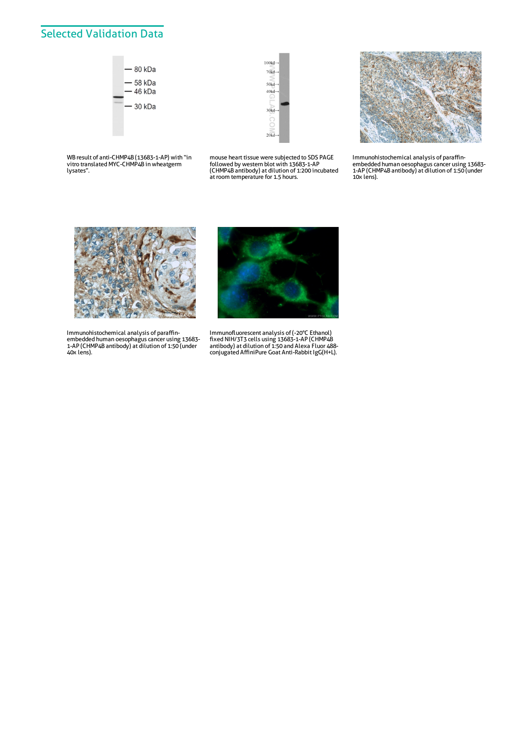## Selected Validation Data

80 kDa
58 kDa
46 kDa
30 kDa

WB result of anti-CHMP4B (13683-1-AP) with "in vitro translated MYC-CHMP4B in wheatgerm lysates".

100kd→
70kd→
50kd→
40kd→
30kd→
20kd→

mouse heart tissue were subjected to SDS PAGE followed by western blot with 13683-1-AP (CHMP4B antibody) at dilution of 1:200 incubated at room temperature for 1.5 hours.

Immunohistochemical analysis of paraffin-embedded human oesophagus cancer using 13683-1-AP (CHMP4B antibody) at dilution of 1:50 (under 10x lens).

Immunohistochemical analysis of paraffin-embedded human oesophagus cancer using 13683-1-AP (CHMP4B antibody) at dilution of 1:50 (under 40x lens).

Immunofluorescent analysis of (-20°C Ethanol) fixed NIH/3T3 cells using 13683-1-AP (CHMP4B antibody) at dilution of 1:50 and Alexa Fluor 488-conjugated AffiniPure Goat Anti-Rabbit IgG(H+L).